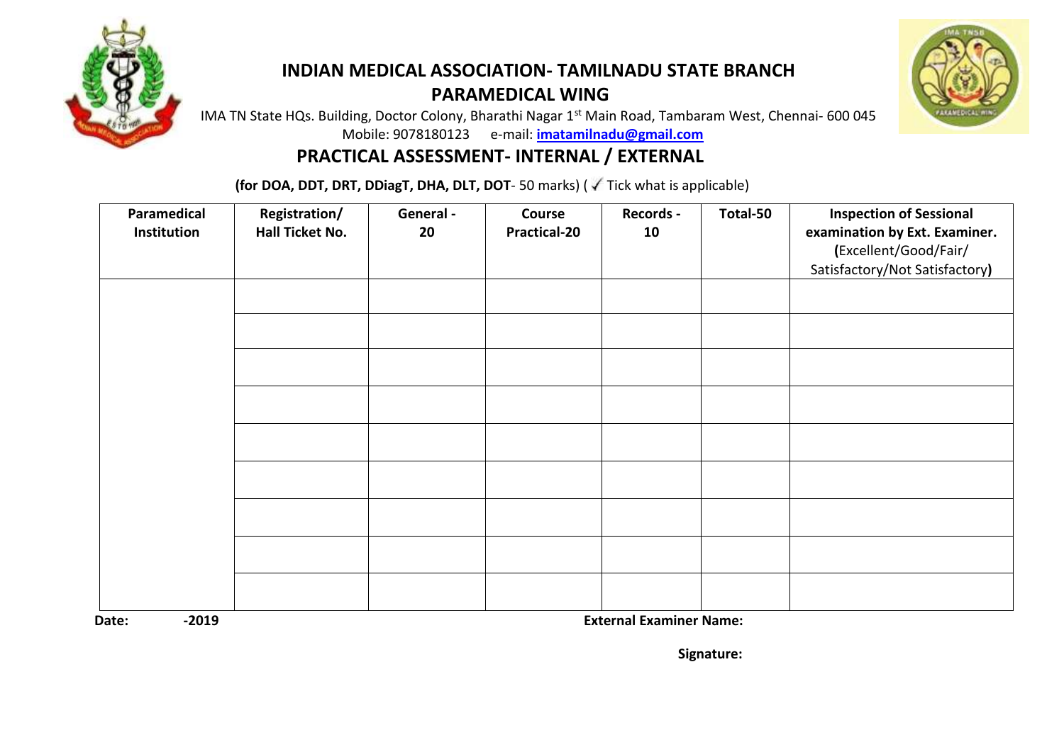# INDIAN MEDICAL ASSOCIATION- TAMILNADU STATE BRANCH

## PARAMEDICAL WING

IMA TN State HQs. Building, Doctor Colony, Bharathi Nagar 1st Main Road, Tambaram West, Chennai- 600 045
Mobile: 9078180123 e-mail: **imatamilnadu@gmail.com**

## PRACTICAL ASSESSMENT- INTERNAL / EXTERNAL

**(for DOA, DDT, DRT, DDiagT, DHA, DLT, DOT**- 50 marks) ( ✓ Tick what is applicable)

| Paramedical Institution | Registration/ Hall Ticket No. | General - 20 | Course Practical-20 | Records - 10 | Total-50 | Inspection of Sessional examination by Ext. Examiner. (Excellent/Good/Fair/ Satisfactory/Not Satisfactory) |
|---|---|---|---|---|---|---|
| | | | | | | |
| | | | | | | |
| | | | | | | |
| | | | | | | |
| | | | | | | |
| | | | | | | |
| | | | | | | |
| | | | | | | |
| | | | | | | |

**Date: -2019** **External Examiner Name:**

**Signature:**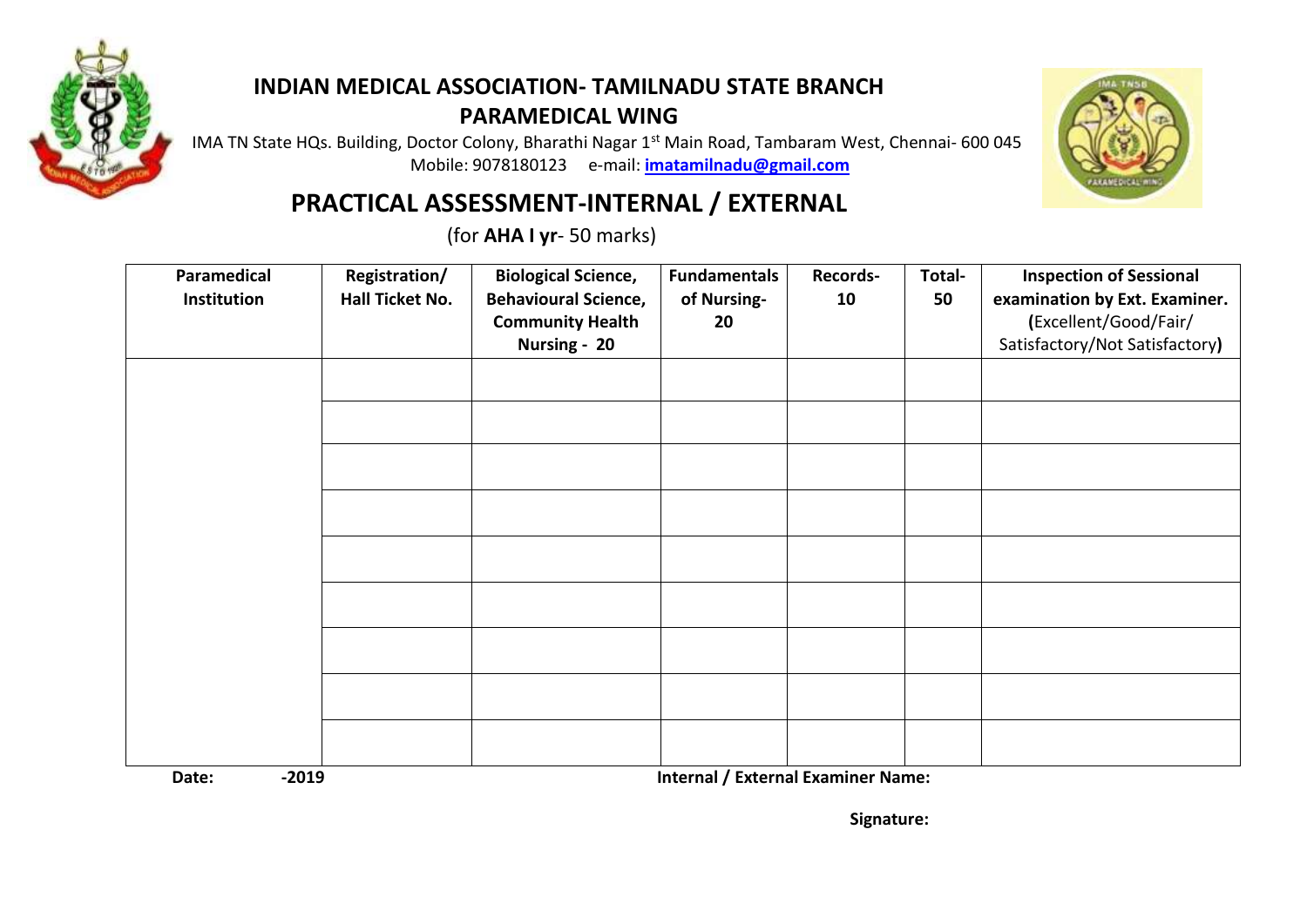# INDIAN MEDICAL ASSOCIATION- TAMILNADU STATE BRANCH

## PARAMEDICAL WING

IMA TN State HQs. Building, Doctor Colony, Bharathi Nagar 1st Main Road, Tambaram West, Chennai- 600 045
Mobile: 9078180123 e-mail: **imatamilnadu@gmail.com**

## PRACTICAL ASSESSMENT-INTERNAL / EXTERNAL

(for **AHA I yr**- 50 marks)

| Paramedical Institution | Registration/ Hall Ticket No. | Biological Science, Behavioural Science, Community Health Nursing - 20 | Fundamentals of Nursing- 20 | Records- 10 | Total- 50 | Inspection of Sessional examination by Ext. Examiner. (Excellent/Good/Fair/ Satisfactory/Not Satisfactory) |
|---|---|---|---|---|---|---|
| | | | | | | |
| | | | | | | |
| | | | | | | |
| | | | | | | |
| | | | | | | |
| | | | | | | |
| | | | | | | |
| | | | | | | |
| | | | | | | |

**Date: -2019** **Internal / External Examiner Name:**

**Signature:**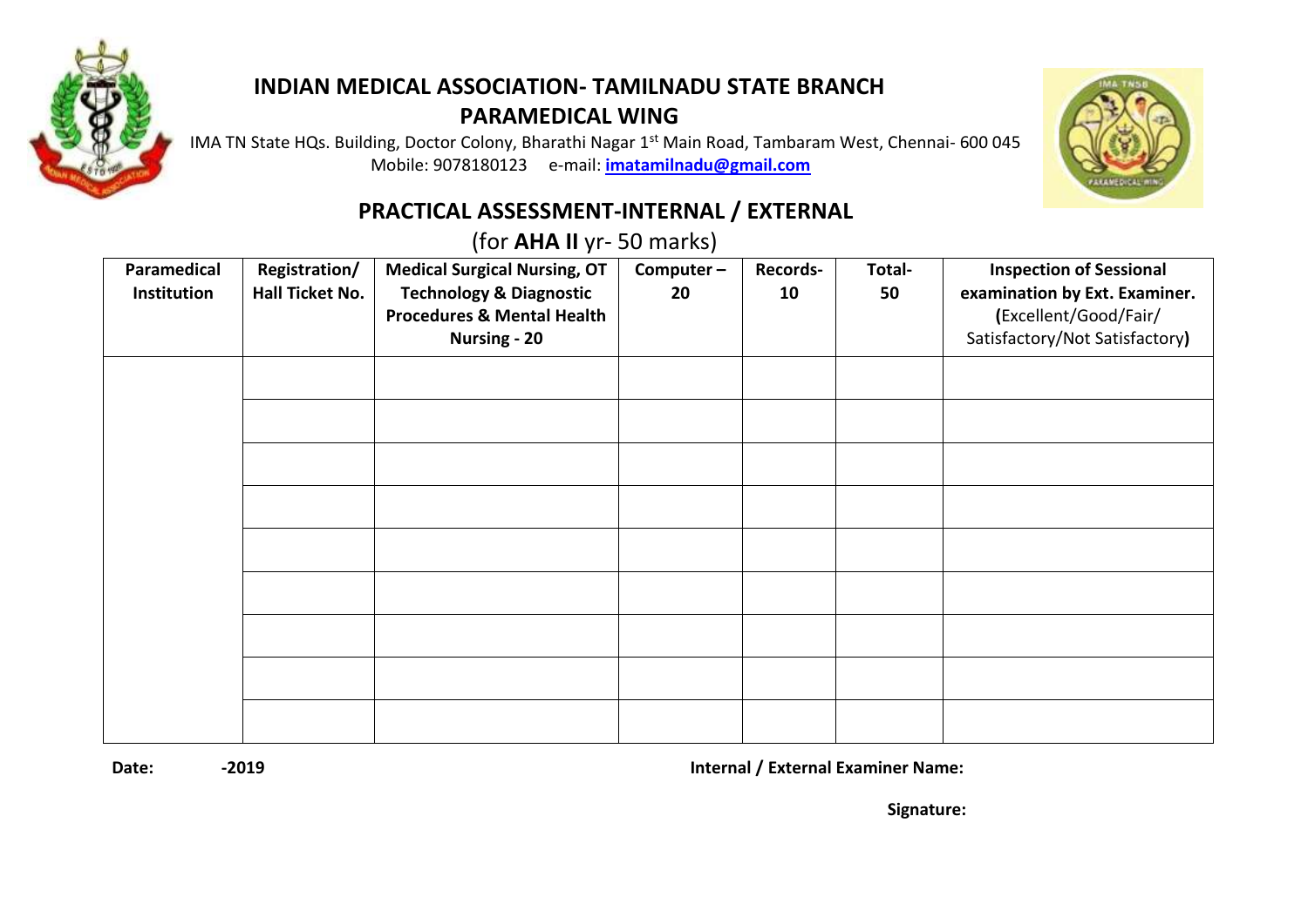# INDIAN MEDICAL ASSOCIATION- TAMILNADU STATE BRANCH

## PARAMEDICAL WING

IMA TN State HQs. Building, Doctor Colony, Bharathi Nagar 1st Main Road, Tambaram West, Chennai- 600 045

Mobile: 9078180123 e-mail: **imatamilnadu@gmail.com**

## PRACTICAL ASSESSMENT-INTERNAL / EXTERNAL

(for **AHA II** yr- 50 marks)

| Paramedical Institution | Registration/ Hall Ticket No. | Medical Surgical Nursing, OT Technology & Diagnostic Procedures & Mental Health Nursing - 20 | Computer – 20 | Records- 10 | Total- 50 | Inspection of Sessional examination by Ext. Examiner. (Excellent/Good/Fair/ Satisfactory/Not Satisfactory) |
|---|---|---|---|---|---|---|
| | | | | | | |
| | | | | | | |
| | | | | | | |
| | | | | | | |
| | | | | | | |
| | | | | | | |
| | | | | | | |
| | | | | | | |
| | | | | | | |

**Date:** **-2019** **Internal / External Examiner Name:**

**Signature:**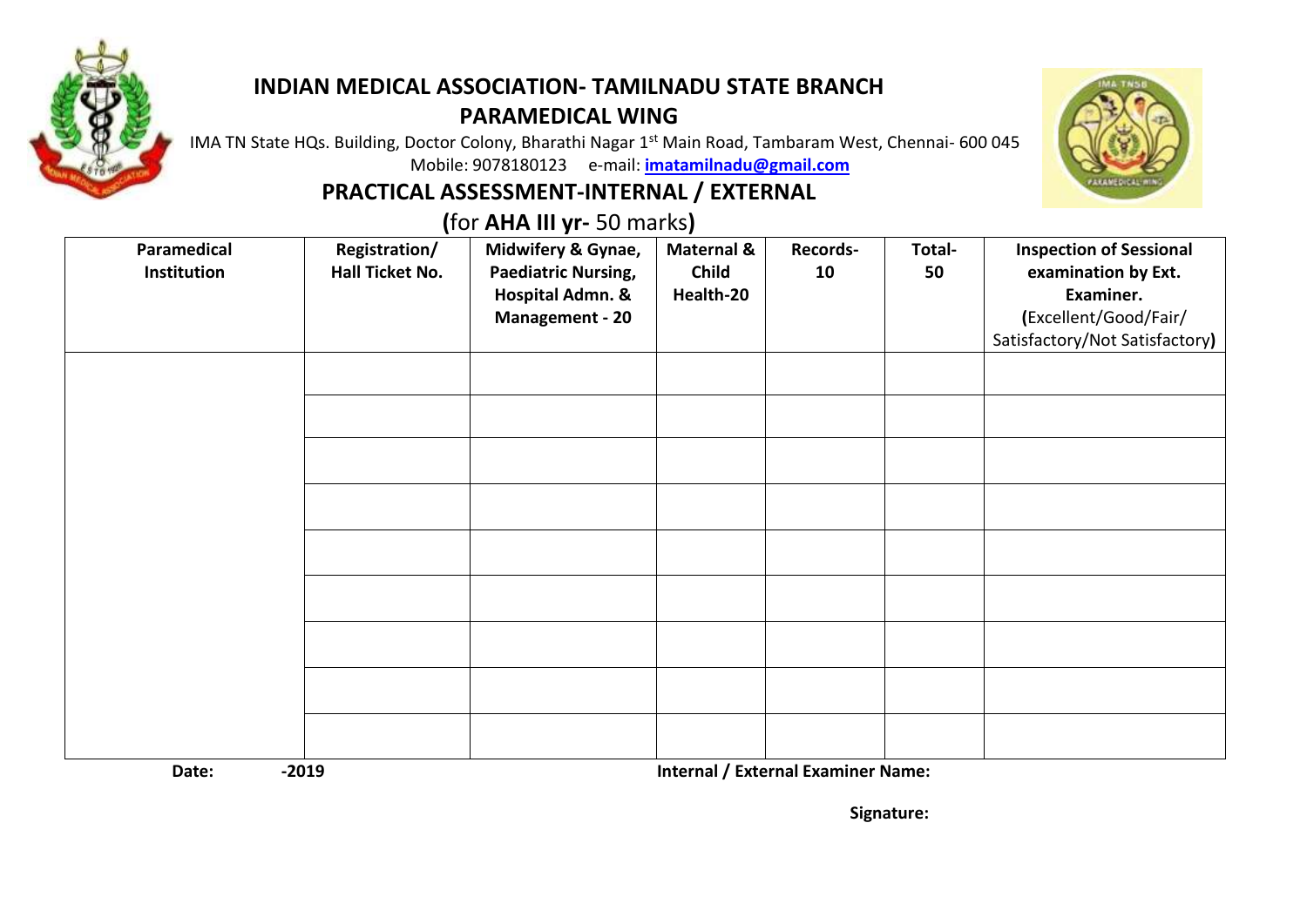# INDIAN MEDICAL ASSOCIATION- TAMILNADU STATE BRANCH

## PARAMEDICAL WING

IMA TN State HQs. Building, Doctor Colony, Bharathi Nagar 1st Main Road, Tambaram West, Chennai- 600 045

Mobile: 9078180123 e-mail: **imatamilnadu@gmail.com**

## PRACTICAL ASSESSMENT-INTERNAL / EXTERNAL

**(**for **AHA III yr-** 50 marks**)**

| **Paramedical Institution** | **Registration/ Hall Ticket No.** | **Midwifery & Gynae, Paediatric Nursing, Hospital Admn. & Management - 20** | **Maternal & Child Health-20** | **Records- 10** | **Total- 50** | **Inspection of Sessional examination by Ext. Examiner. (**Excellent/Good/Fair/ Satisfactory/Not Satisfactory**)** |
|---|---|---|---|---|---|---|
| | | | | | | |
| | | | | | | |
| | | | | | | |
| | | | | | | |
| | | | | | | |
| | | | | | | |
| | | | | | | |
| | | | | | | |
| | | | | | | |

**Date:** **-2019** **Internal / External Examiner Name:**

**Signature:**